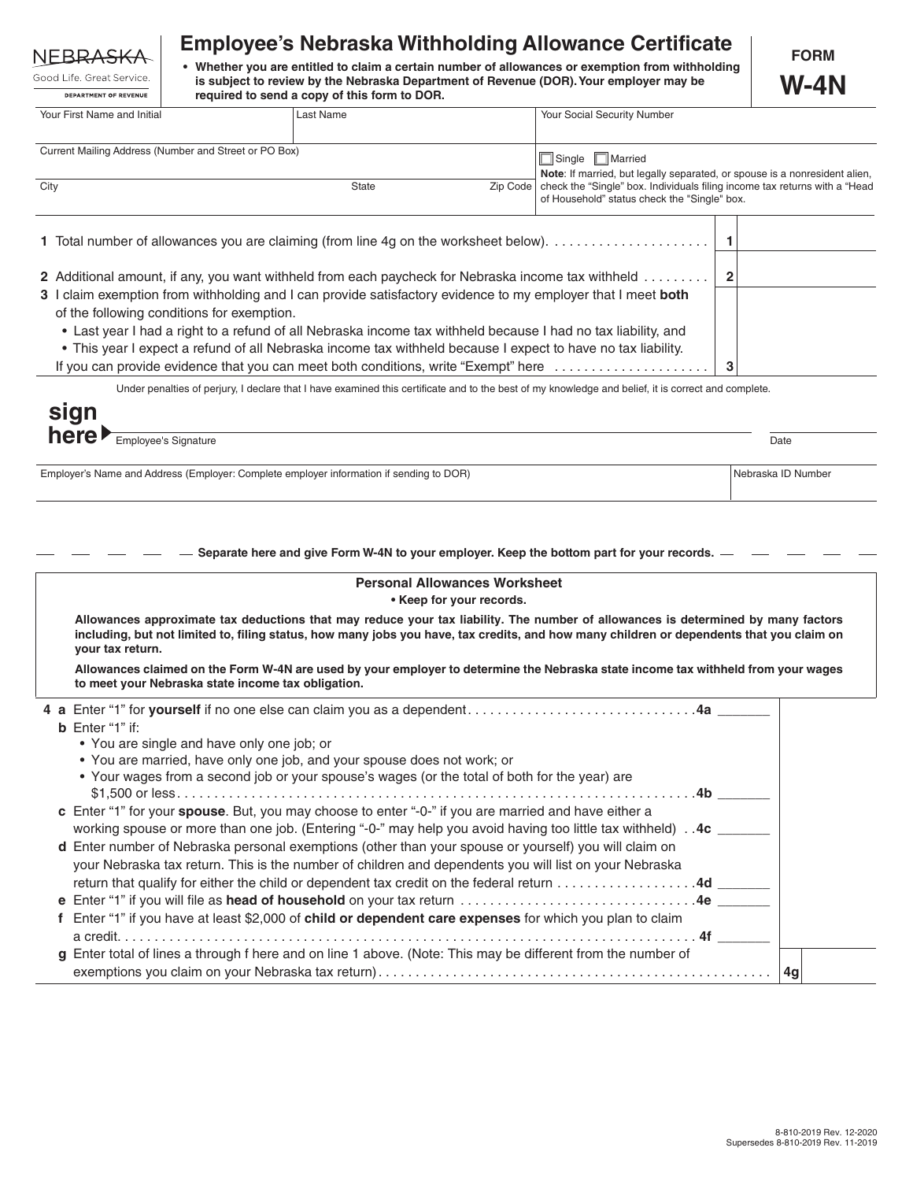NEBRASKA
Good Life. Great Service.
DEPARTMENT OF REVENUE

# Employee's Nebraska Withholding Allowance Certificate

**FORM W-4N**

- **Whether you are entitled to claim a certain number of allowances or exemption from withholding is subject to review by the Nebraska Department of Revenue (DOR). Your employer may be required to send a copy of this form to DOR.**

| Your First Name and Initial | Last Name | Your Social Security Number |
|---|---|---|
| | | |

| Current Mailing Address (Number and Street or PO Box) | | | ☐ Single ☐ Married |
|---|---|---|---|
| City | State | Zip Code | **Note**: If married, but legally separated, or spouse is a nonresident alien, check the "Single" box. Individuals filing income tax returns with a "Head of Household" status check the "Single" box. |

**1** Total number of allowances you are claiming (from line 4g on the worksheet below) . . . . . . **1** ______

**2** Additional amount, if any, you want withheld from each paycheck for Nebraska income tax withheld . . . . . . **2** ______

**3** I claim exemption from withholding and I can provide satisfactory evidence to my employer that I meet **both** of the following conditions for exemption.
- Last year I had a right to a refund of all Nebraska income tax withheld because I had no tax liability, and
- This year I expect a refund of all Nebraska income tax withheld because I expect to have no tax liability.

If you can provide evidence that you can meet both conditions, write "Exempt" here . . . . . . **3** ______

Under penalties of perjury, I declare that I have examined this certificate and to the best of my knowledge and belief, it is correct and complete.

**sign here** ▶ Employee's Signature ______________________ Date ______

| Employer's Name and Address (Employer: Complete employer information if sending to DOR) | Nebraska ID Number |
|---|---|
| | |

**Separate here and give Form W-4N to your employer. Keep the bottom part for your records.**

## Personal Allowances Worksheet

**• Keep for your records.**

**Allowances approximate tax deductions that may reduce your tax liability. The number of allowances is determined by many factors including, but not limited to, filing status, how many jobs you have, tax credits, and how many children or dependents that you claim on your tax return.**

**Allowances claimed on the Form W-4N are used by your employer to determine the Nebraska state income tax withheld from your wages to meet your Nebraska state income tax obligation.**

**4 a** Enter "1" for **yourself** if no one else can claim you as a dependent . . . . . . **4a** ______

**b** Enter "1" if:
- You are single and have only one job; or
- You are married, have only one job, and your spouse does not work; or
- Your wages from a second job or your spouse's wages (or the total of both for the year) are $1,500 or less . . . . . . **4b** ______

**c** Enter "1" for your **spouse**. But, you may choose to enter "-0-" if you are married and have either a working spouse or more than one job. (Entering "-0-" may help you avoid having too little tax withheld) . . **4c** ______

**d** Enter number of Nebraska personal exemptions (other than your spouse or yourself) you will claim on your Nebraska tax return. This is the number of children and dependents you will list on your Nebraska return that qualify for either the child or dependent tax credit on the federal return . . . . . . **4d** ______

**e** Enter "1" if you will file as **head of household** on your tax return . . . . . . **4e** ______

**f** Enter "1" if you have at least $2,000 of **child or dependent care expenses** for which you plan to claim a credit . . . . . . **4f** ______

**g** Enter total of lines a through f here and on line 1 above. (Note: This may be different from the number of exemptions you claim on your Nebraska tax return) . . . . . . **4g** ______

8-810-2019 Rev. 12-2020
Supersedes 8-810-2019 Rev. 11-2019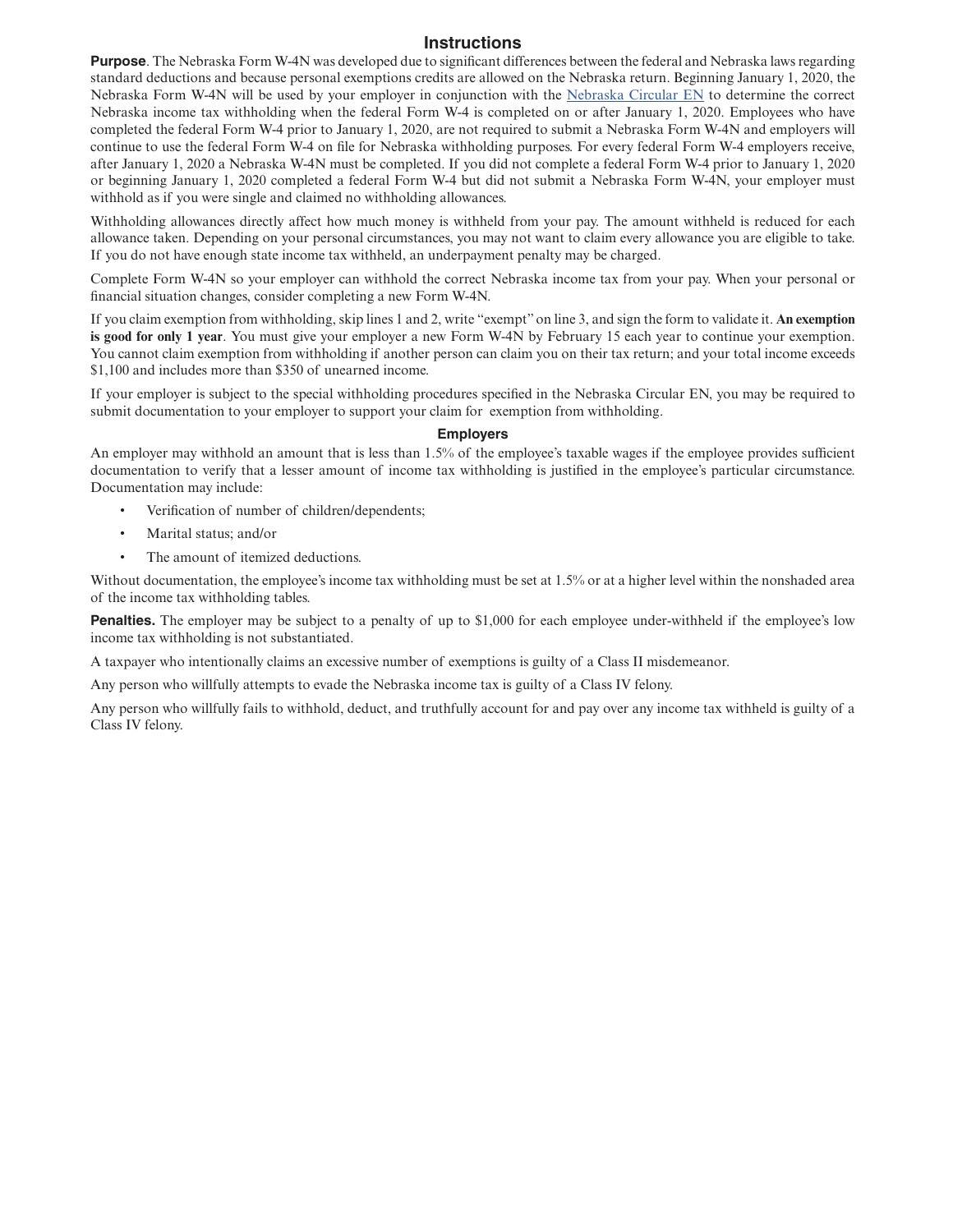## Instructions

**Purpose**. The Nebraska Form W-4N was developed due to significant differences between the federal and Nebraska laws regarding standard deductions and because personal exemptions credits are allowed on the Nebraska return. Beginning January 1, 2020, the Nebraska Form W-4N will be used by your employer in conjunction with the Nebraska Circular EN to determine the correct Nebraska income tax withholding when the federal Form W-4 is completed on or after January 1, 2020. Employees who have completed the federal Form W-4 prior to January 1, 2020, are not required to submit a Nebraska Form W-4N and employers will continue to use the federal Form W-4 on file for Nebraska withholding purposes. For every federal Form W-4 employers receive, after January 1, 2020 a Nebraska W-4N must be completed. If you did not complete a federal Form W-4 prior to January 1, 2020 or beginning January 1, 2020 completed a federal Form W-4 but did not submit a Nebraska Form W-4N, your employer must withhold as if you were single and claimed no withholding allowances.

Withholding allowances directly affect how much money is withheld from your pay. The amount withheld is reduced for each allowance taken. Depending on your personal circumstances, you may not want to claim every allowance you are eligible to take. If you do not have enough state income tax withheld, an underpayment penalty may be charged.

Complete Form W-4N so your employer can withhold the correct Nebraska income tax from your pay. When your personal or financial situation changes, consider completing a new Form W-4N.

If you claim exemption from withholding, skip lines 1 and 2, write "exempt" on line 3, and sign the form to validate it. **An exemption is good for only 1 year**. You must give your employer a new Form W-4N by February 15 each year to continue your exemption. You cannot claim exemption from withholding if another person can claim you on their tax return; and your total income exceeds $1,100 and includes more than $350 of unearned income.

If your employer is subject to the special withholding procedures specified in the Nebraska Circular EN, you may be required to submit documentation to your employer to support your claim for exemption from withholding.

### Employers

An employer may withhold an amount that is less than 1.5% of the employee's taxable wages if the employee provides sufficient documentation to verify that a lesser amount of income tax withholding is justified in the employee's particular circumstance. Documentation may include:

- Verification of number of children/dependents;
- Marital status; and/or
- The amount of itemized deductions.

Without documentation, the employee's income tax withholding must be set at 1.5% or at a higher level within the nonshaded area of the income tax withholding tables.

**Penalties.** The employer may be subject to a penalty of up to $1,000 for each employee under-withheld if the employee's low income tax withholding is not substantiated.

A taxpayer who intentionally claims an excessive number of exemptions is guilty of a Class II misdemeanor.

Any person who willfully attempts to evade the Nebraska income tax is guilty of a Class IV felony.

Any person who willfully fails to withhold, deduct, and truthfully account for and pay over any income tax withheld is guilty of a Class IV felony.